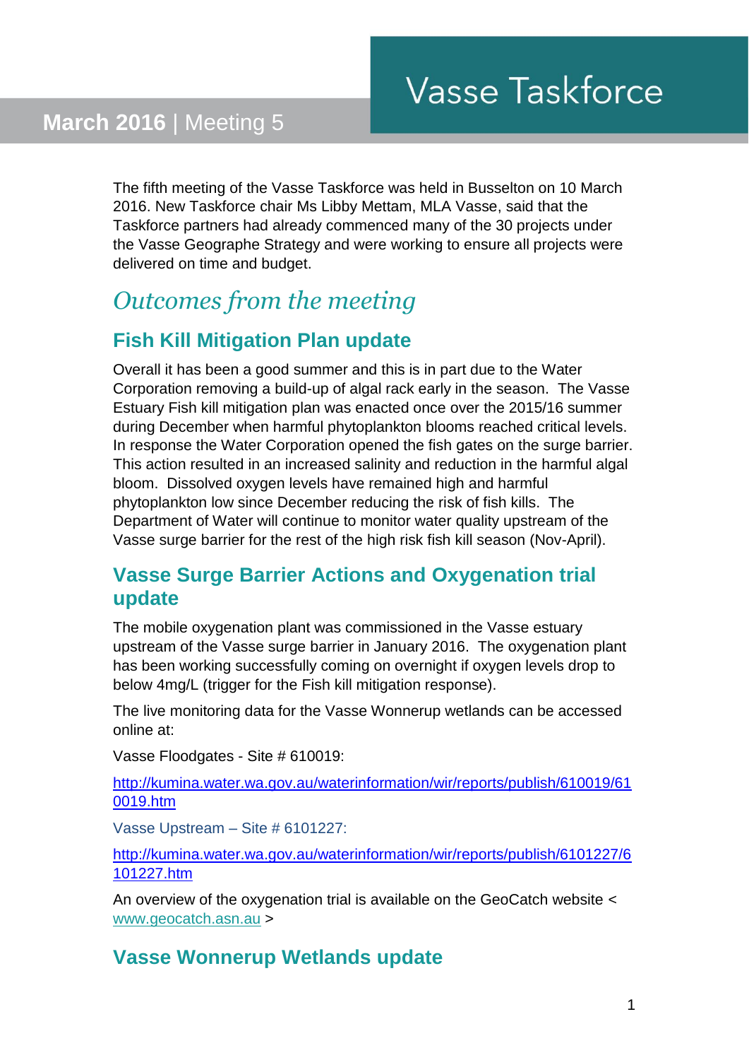# Vasse Taskforce

**March 2016** | Meeting 5

The fifth meeting of the Vasse Taskforce was held in Busselton on 10 March 2016. New Taskforce chair Ms Libby Mettam, MLA Vasse, said that the Taskforce partners had already commenced many of the 30 projects under the Vasse Geographe Strategy and were working to ensure all projects were delivered on time and budget.

## *Outcomes from the meeting*

### Fish Kill Mitigation Plan update

Overall it has been a good summer and this is in part due to the Water Corporation removing a build-up of algal rack early in the season. The Vasse Estuary Fish kill mitigation plan was enacted once over the 2015/16 summer during December when harmful phytoplankton blooms reached critical levels. In response the Water Corporation opened the fish gates on the surge barrier. This action resulted in an increased salinity and reduction in the harmful algal bloom. Dissolved oxygen levels have remained high and harmful phytoplankton low since December reducing the risk of fish kills. The Department of Water will continue to monitor water quality upstream of the Vasse surge barrier for the rest of the high risk fish kill season (Nov-April).

### Vasse Surge Barrier Actions and Oxygenation trial update

The mobile oxygenation plant was commissioned in the Vasse estuary upstream of the Vasse surge barrier in January 2016. The oxygenation plant has been working successfully coming on overnight if oxygen levels drop to below 4mg/L (trigger for the Fish kill mitigation response).

The live monitoring data for the Vasse Wonnerup wetlands can be accessed online at:

Vasse Floodgates - Site # 610019:

http://kumina.water.wa.gov.au/waterinformation/wir/reports/publish/610019/610019.htm

Vasse Upstream – Site # 6101227:

http://kumina.water.wa.gov.au/waterinformation/wir/reports/publish/6101227/6101227.htm

An overview of the oxygenation trial is available on the GeoCatch website < www.geocatch.asn.au >

### Vasse Wonnerup Wetlands update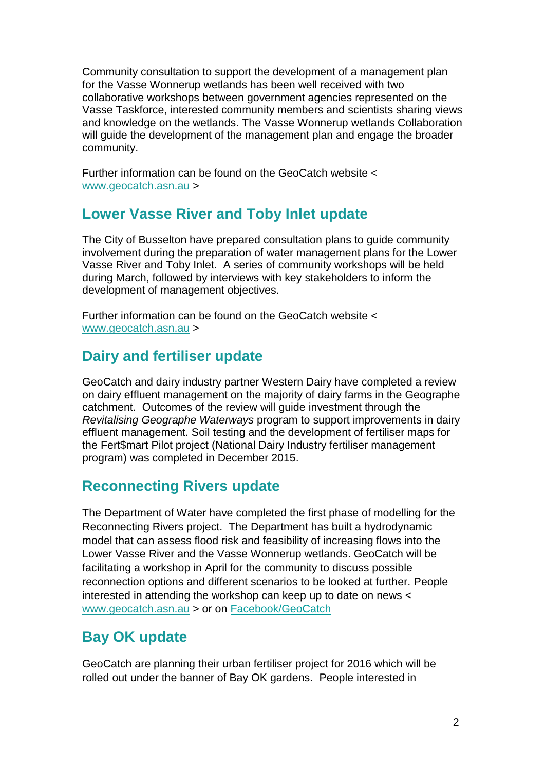Community consultation to support the development of a management plan for the Vasse Wonnerup wetlands has been well received with two collaborative workshops between government agencies represented on the Vasse Taskforce, interested community members and scientists sharing views and knowledge on the wetlands. The Vasse Wonnerup wetlands Collaboration will guide the development of the management plan and engage the broader community.

Further information can be found on the GeoCatch website < www.geocatch.asn.au >

## Lower Vasse River and Toby Inlet update

The City of Busselton have prepared consultation plans to guide community involvement during the preparation of water management plans for the Lower Vasse River and Toby Inlet. A series of community workshops will be held during March, followed by interviews with key stakeholders to inform the development of management objectives.

Further information can be found on the GeoCatch website < www.geocatch.asn.au >

## Dairy and fertiliser update

GeoCatch and dairy industry partner Western Dairy have completed a review on dairy effluent management on the majority of dairy farms in the Geographe catchment. Outcomes of the review will guide investment through the *Revitalising Geographe Waterways* program to support improvements in dairy effluent management. Soil testing and the development of fertiliser maps for the Fert$mart Pilot project (National Dairy Industry fertiliser management program) was completed in December 2015.

## Reconnecting Rivers update

The Department of Water have completed the first phase of modelling for the Reconnecting Rivers project. The Department has built a hydrodynamic model that can assess flood risk and feasibility of increasing flows into the Lower Vasse River and the Vasse Wonnerup wetlands. GeoCatch will be facilitating a workshop in April for the community to discuss possible reconnection options and different scenarios to be looked at further. People interested in attending the workshop can keep up to date on news < www.geocatch.asn.au > or on Facebook/GeoCatch

## Bay OK update

GeoCatch are planning their urban fertiliser project for 2016 which will be rolled out under the banner of Bay OK gardens. People interested in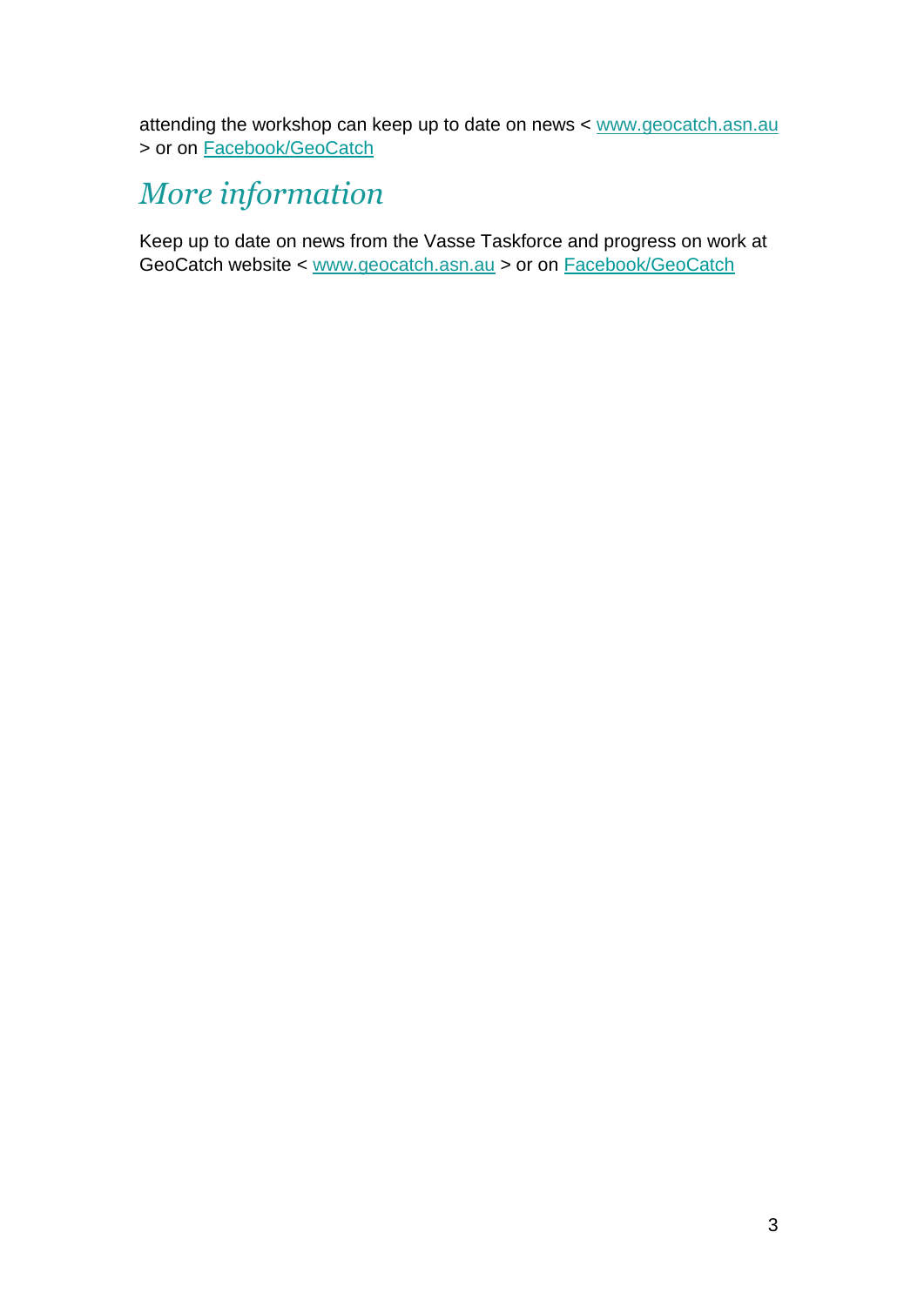attending the workshop can keep up to date on news < [www.geocatch.asn.au](http://www.geocatch.asn.au) > or on [Facebook/GeoCatch](https://www.facebook.com/GeoCatch)

## *More information*

Keep up to date on news from the Vasse Taskforce and progress on work at GeoCatch website < [www.geocatch.asn.au](http://www.geocatch.asn.au) > or on [Facebook/GeoCatch](https://www.facebook.com/GeoCatch)